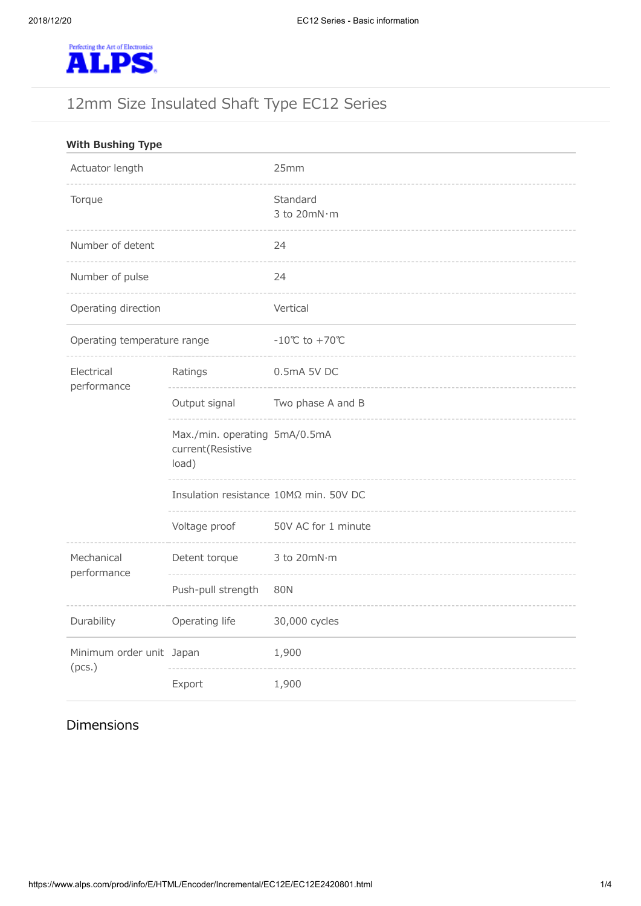ALPS

Perfecting the Art of Electronics

# 12mm Size Insulated Shaft Type EC12 Series

### With Bushing Type

| | | |
|---|---|---|
| Actuator length | | 25mm |
| Torque | | Standard<br>3 to 20mN·m |
| Number of detent | | 24 |
| Number of pulse | | 24 |
| Operating direction | | Vertical |
| Operating temperature range | | -10℃ to +70℃ |
| Electrical performance | Ratings | 0.5mA 5V DC |
| | Output signal | Two phase A and B |
| | Max./min. operating current(Resistive load) | 5mA/0.5mA |
| | Insulation resistance | 10MΩ min. 50V DC |
| | Voltage proof | 50V AC for 1 minute |
| Mechanical performance | Detent torque | 3 to 20mN·m |
| | Push-pull strength | 80N |
| Durability | Operating life | 30,000 cycles |
| Minimum order unit (pcs.) | Japan | 1,900 |
| | Export | 1,900 |

## Dimensions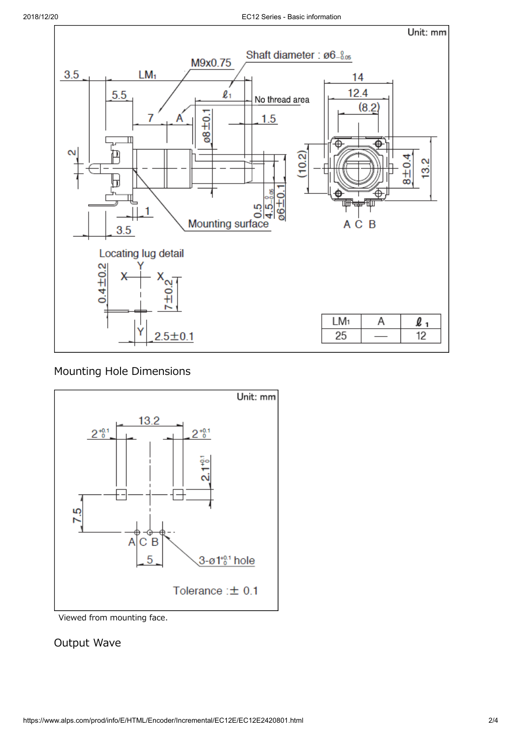Unit: mm

Shaft diameter : ø6 $^{0}_{-0.05}$

M9x0.75

No thread area

Mounting surface

Locating lug detail

A C B

| LM1 | A | ℓ1 |
| --- | --- | --- |
| 25 | — | 12 |

## Mounting Hole Dimensions

Unit: mm

3-ø1 $^{+0.1}_{0}$ hole

Tolerance :± 0.1

Viewed from mounting face.

## Output Wave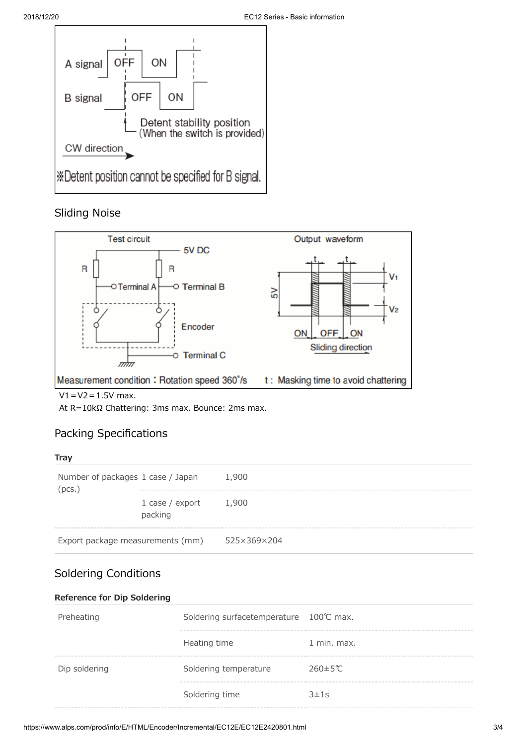A signal OFF ON

B signal OFF ON

Detent stability position (When the switch is provided)

CW direction

※Detent position cannot be specified for B signal.

## Sliding Noise

Test circuit

5V DC

R R

Terminal A Terminal B

Encoder

Terminal C

Output waveform

t t

$V_1$

5V

$V_2$

ON OFF ON

Sliding direction

Measurement condition：Rotation speed 360°/s t： Masking time to avoid chattering

V1＝V2＝1.5V max.

At R=10kΩ Chattering: 3ms max. Bounce: 2ms max.

## Packing Specifications

**Tray**

| | | |
|---|---|---|
| Number of packages (pcs.) | 1 case / Japan | 1,900 |
| | 1 case / export packing | 1,900 |
| Export package measurements (mm) | | 525×369×204 |

## Soldering Conditions

**Reference for Dip Soldering**

| | | |
|---|---|---|
| Preheating | Soldering surfacetemperature | 100℃ max. |
| | Heating time | 1 min. max. |
| Dip soldering | Soldering temperature | 260±5℃ |
| | Soldering time | 3±1s |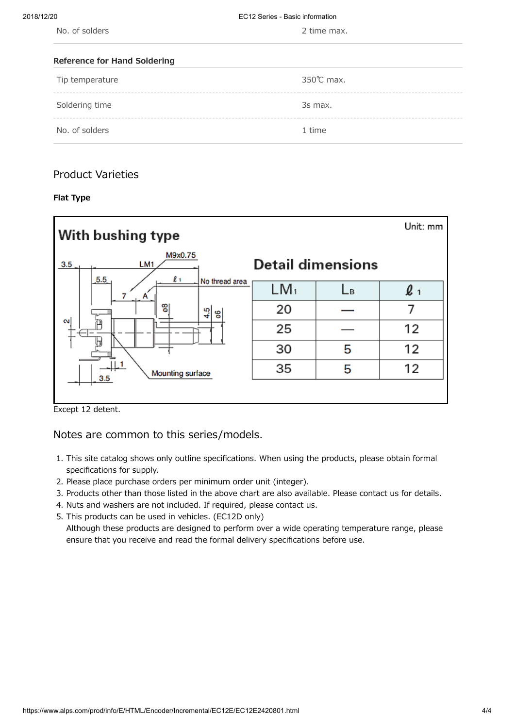| | |
|---|---|
| No. of solders | 2 time max. |

**Reference for Hand Soldering**

| | |
|---|---|
| Tip temperature | 350℃ max. |
| Soldering time | 3s max. |
| No. of solders | 1 time |

## Product Varieties

**Flat Type**

**With bushing type**

Unit: mm

3.5
LM1
M9x0.75
5.5
$\ell_1$
No thread area
7
A
ø8
4.5
ø6
2
1
3.5
Mounting surface

**Detail dimensions**

| $LM_1$ | $L_B$ | $\ell_1$ |
|---|---|---|
| 20 | — | 7 |
| 25 | — | 12 |
| 30 | 5 | 12 |
| 35 | 5 | 12 |

Except 12 detent.

## Notes are common to this series/models.

1. This site catalog shows only outline specifications. When using the products, please obtain formal specifications for supply.
2. Please place purchase orders per minimum order unit (integer).
3. Products other than those listed in the above chart are also available. Please contact us for details.
4. Nuts and washers are not included. If required, please contact us.
5. This products can be used in vehicles. (EC12D only)
   Although these products are designed to perform over a wide operating temperature range, please ensure that you receive and read the formal delivery specifications before use.